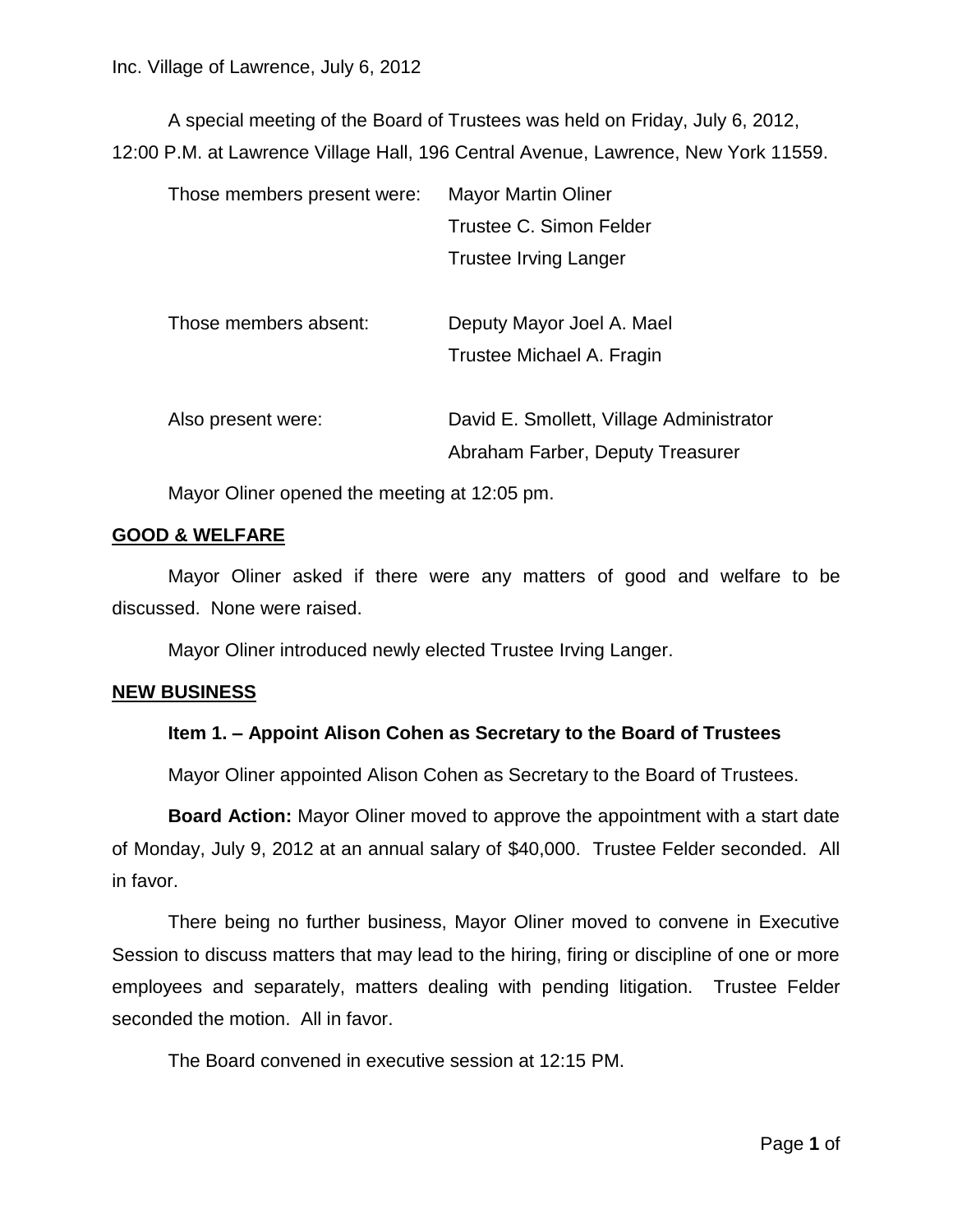A special meeting of the Board of Trustees was held on Friday, July 6, 2012, 12:00 P.M. at Lawrence Village Hall, 196 Central Avenue, Lawrence, New York 11559.

| | |
|---|---|
| Those members present were: | Mayor Martin Oliner |
| | Trustee C. Simon Felder |
| | Trustee Irving Langer |
| Those members absent: | Deputy Mayor Joel A. Mael |
| | Trustee Michael A. Fragin |
| Also present were: | David E. Smollett, Village Administrator |
| | Abraham Farber, Deputy Treasurer |

Mayor Oliner opened the meeting at 12:05 pm.

## GOOD & WELFARE

Mayor Oliner asked if there were any matters of good and welfare to be discussed. None were raised.

Mayor Oliner introduced newly elected Trustee Irving Langer.

## NEW BUSINESS

### Item 1. – Appoint Alison Cohen as Secretary to the Board of Trustees

Mayor Oliner appointed Alison Cohen as Secretary to the Board of Trustees.

**Board Action:** Mayor Oliner moved to approve the appointment with a start date of Monday, July 9, 2012 at an annual salary of $40,000. Trustee Felder seconded. All in favor.

There being no further business, Mayor Oliner moved to convene in Executive Session to discuss matters that may lead to the hiring, firing or discipline of one or more employees and separately, matters dealing with pending litigation. Trustee Felder seconded the motion. All in favor.

The Board convened in executive session at 12:15 PM.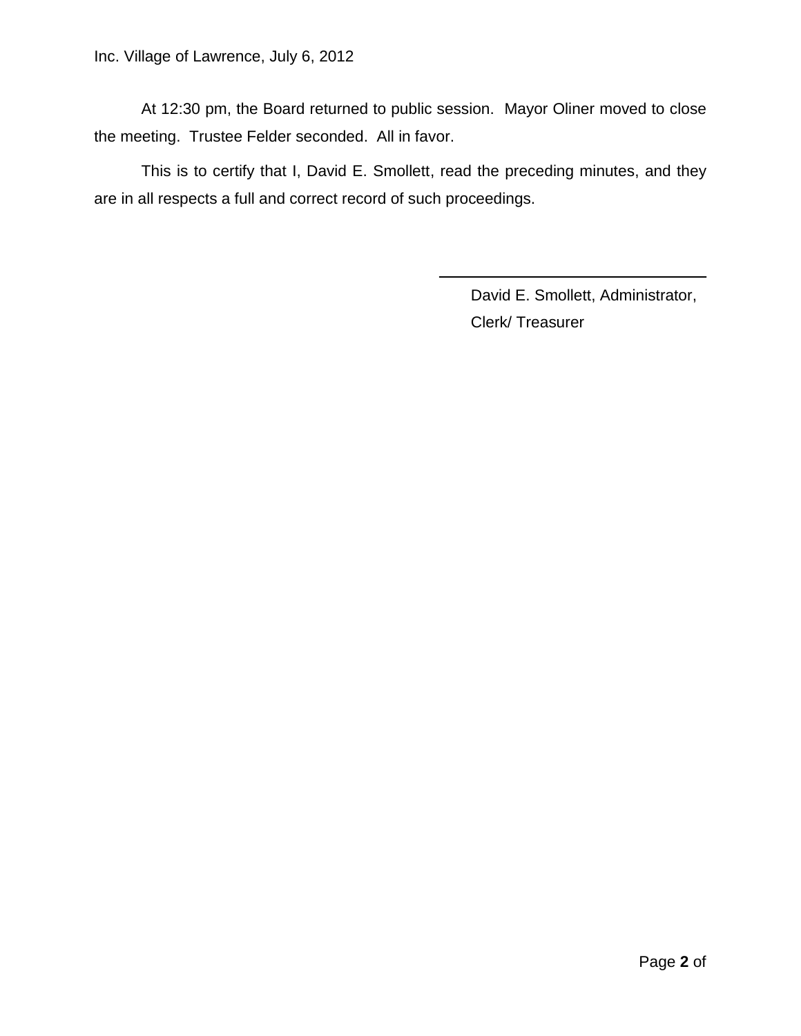At 12:30 pm, the Board returned to public session. Mayor Oliner moved to close the meeting. Trustee Felder seconded. All in favor.

This is to certify that I, David E. Smollett, read the preceding minutes, and they are in all respects a full and correct record of such proceedings.

David E. Smollett, Administrator,
Clerk/ Treasurer